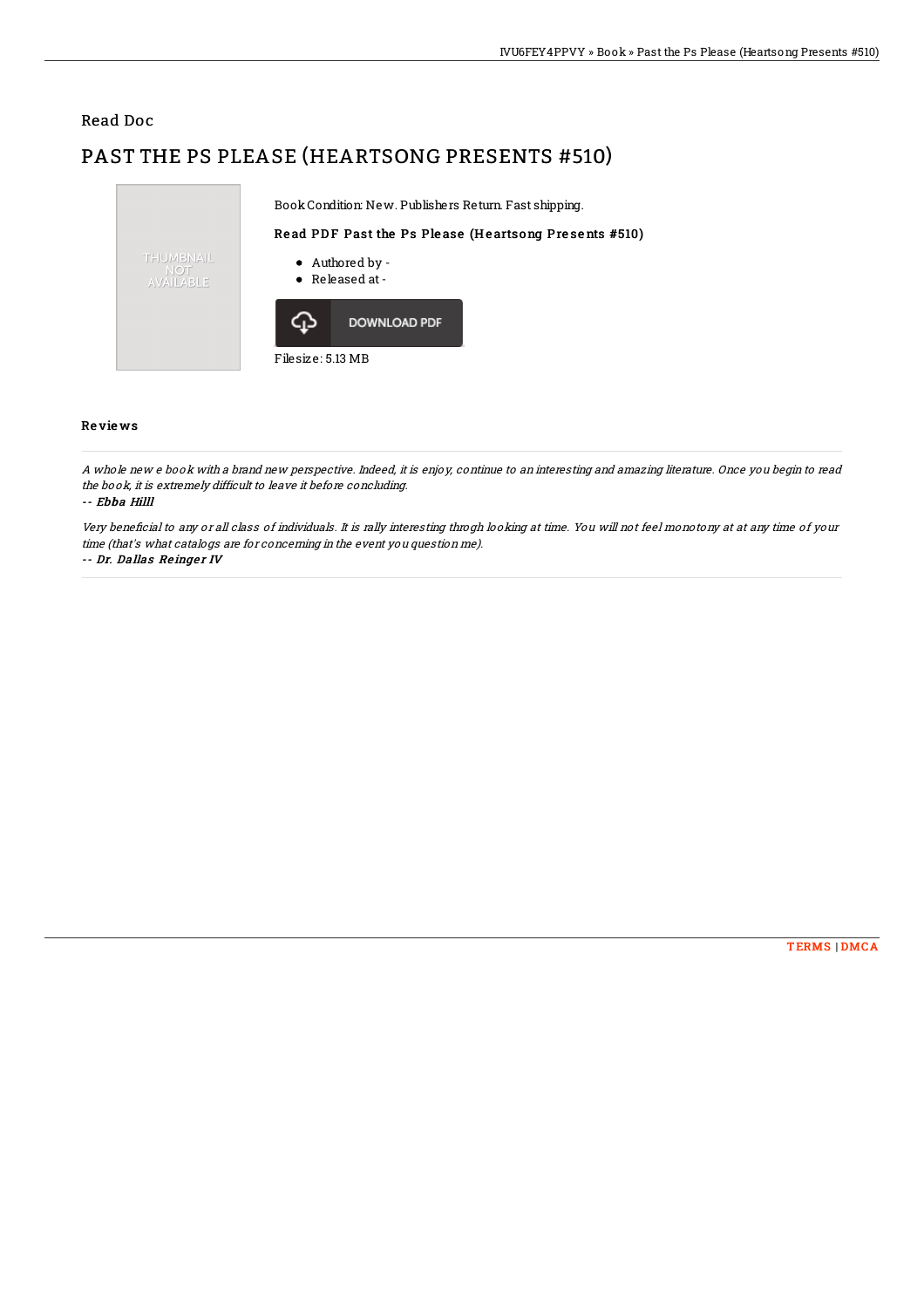Read Doc

# PAST THE PS PLEASE (HEARTSONG PRESENTS #510)

THUMBNAIL NOT AVAILABLE

Book Condition: New. Publishers Return. Fast shipping.

### Read PDF Past the Ps Please (Heartsong Presents #510)

- Authored by -
- Released at -

DOWNLOAD PDF

Filesize: 5.13 MB

## Reviews

*A whole new e book with a brand new perspective. Indeed, it is enjoy, continue to an interesting and amazing literature. Once you begin to read the book, it is extremely difficult to leave it before concluding.*

*-- Ebba Hilll*

*Very beneficial to any or all class of individuals. It is rally interesting throgh looking at time. You will not feel monotony at at any time of your time (that's what catalogs are for concerning in the event you question me).*

*-- Dr. Dallas Reinger IV*

TERMS | DMCA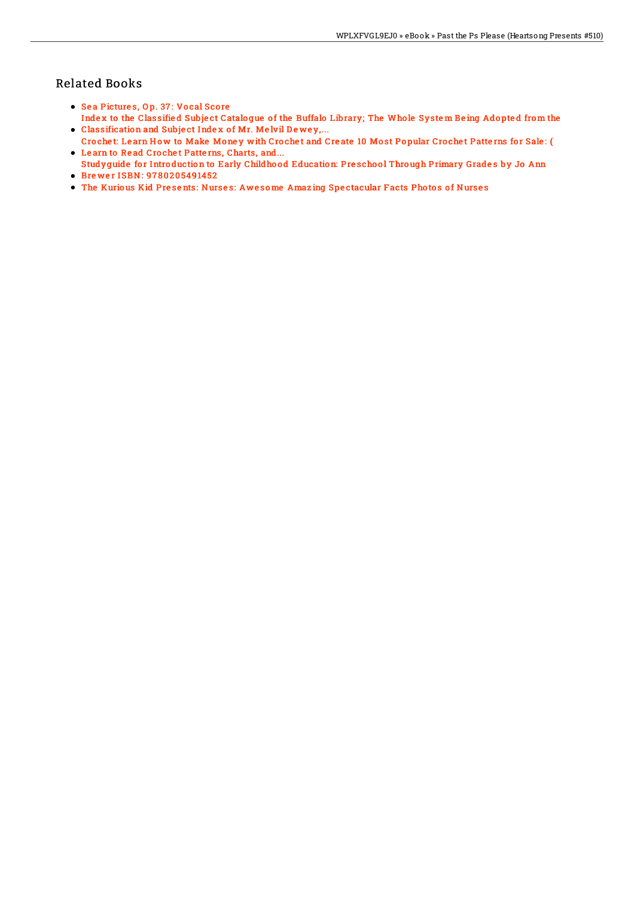## Related Books

- Sea Pictures, Op. 37: Vocal Score
- Index to the Classified Subject Catalogue of the Buffalo Library; The Whole System Being Adopted from the Classification and Subject Index of Mr. Melvil Dewey,...
- Crochet: Learn How to Make Money with Crochet and Create 10 Most Popular Crochet Patterns for Sale: ( Learn to Read Crochet Patterns, Charts, and...
- Studyguide for Introduction to Early Childhood Education: Preschool Through Primary Grades by Jo Ann Brewer ISBN: 9780205491452
- The Kurious Kid Presents: Nurses: Awesome Amazing Spectacular Facts Photos of Nurses